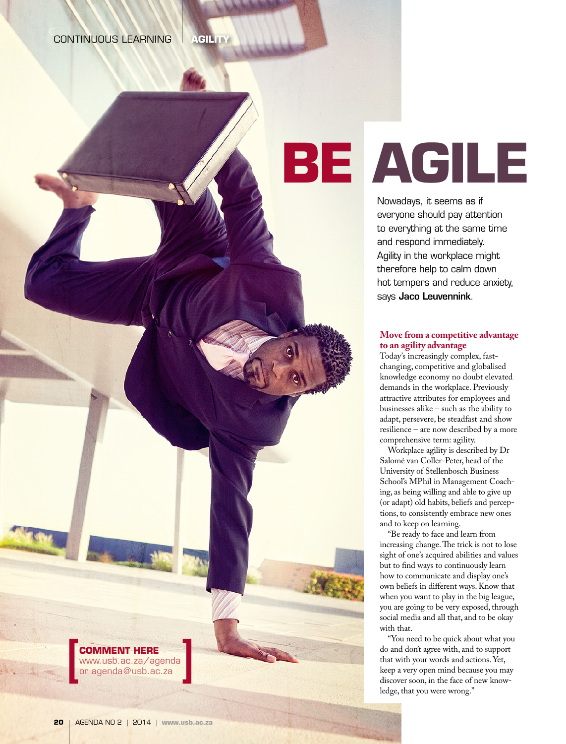# BE AGILE

Nowadays, it seems as if everyone should pay attention to everything at the same time and respond immediately. Agility in the workplace might therefore help to calm down hot tempers and reduce anxiety, says **Jaco Leuvennink**.

**COMMENT HERE**
www.usb.ac.za/agenda
or agenda@usb.ac.za

### Move from a competitive advantage to an agility advantage

Today's increasingly complex, fast-changing, competitive and globalised knowledge economy no doubt elevated demands in the workplace. Previously attractive attributes for employees and businesses alike – such as the ability to adapt, persevere, be steadfast and show resilience – are now described by a more comprehensive term: agility.

Workplace agility is described by Dr Salomé van Coller-Peter, head of the University of Stellenbosch Business School's MPhil in Management Coaching, as being willing and able to give up (or adapt) old habits, beliefs and perceptions, to consistently embrace new ones and to keep on learning.

"Be ready to face and learn from increasing change. The trick is not to lose sight of one's acquired abilities and values but to find ways to continuously learn how to communicate and display one's own beliefs in different ways. Know that when you want to play in the big league, you are going to be very exposed, through social media and all that, and to be okay with that.

"You need to be quick about what you do and don't agree with, and to support that with your words and actions. Yet, keep a very open mind because you may discover soon, in the face of new knowledge, that you were wrong."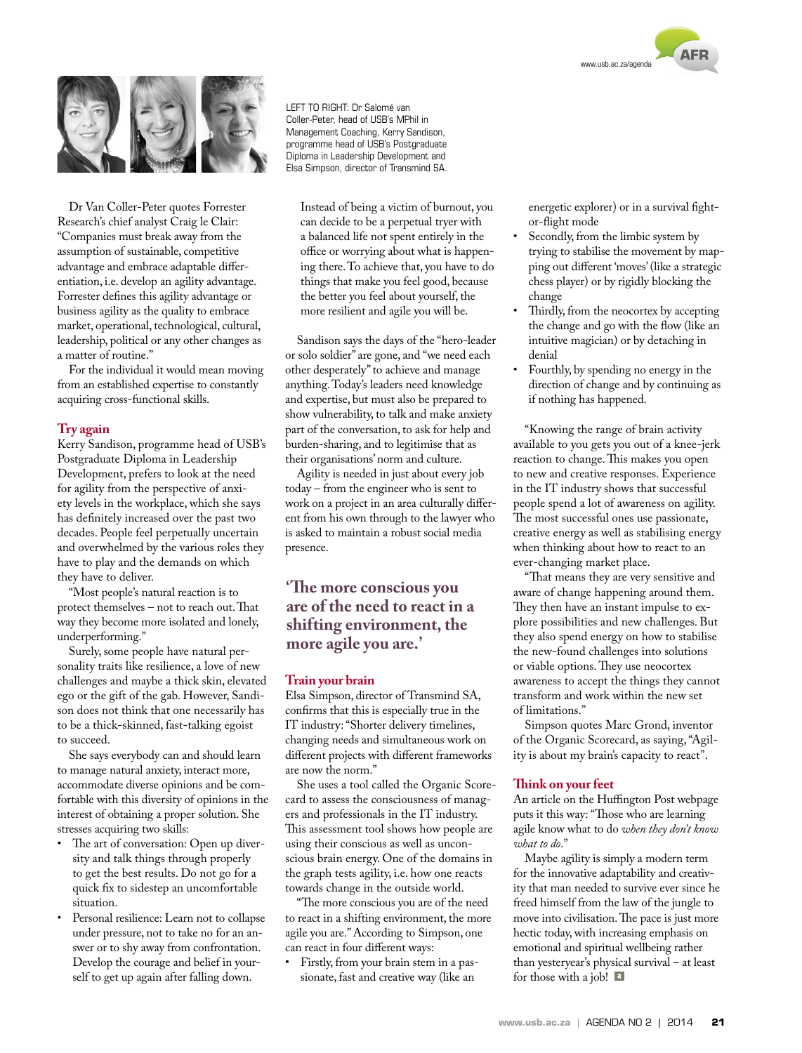LEFT TO RIGHT: Dr Salomé van Coller-Peter, head of USB's MPhil in Management Coaching, Kerry Sandison, programme head of USB's Postgraduate Diploma in Leadership Development and Elsa Simpson, director of Transmind SA.

Dr Van Coller-Peter quotes Forrester Research's chief analyst Craig le Clair: "Companies must break away from the assumption of sustainable, competitive advantage and embrace adaptable differentiation, i.e. develop an agility advantage. Forrester defines this agility advantage or business agility as the quality to embrace market, operational, technological, cultural, leadership, political or any other changes as a matter of routine."

For the individual it would mean moving from an established expertise to constantly acquiring cross-functional skills.

## Try again

Kerry Sandison, programme head of USB's Postgraduate Diploma in Leadership Development, prefers to look at the need for agility from the perspective of anxiety levels in the workplace, which she says has definitely increased over the past two decades. People feel perpetually uncertain and overwhelmed by the various roles they have to play and the demands on which they have to deliver.

"Most people's natural reaction is to protect themselves – not to reach out. That way they become more isolated and lonely, underperforming."

Surely, some people have natural personality traits like resilience, a love of new challenges and maybe a thick skin, elevated ego or the gift of the gab. However, Sandison does not think that one necessarily has to be a thick-skinned, fast-talking egoist to succeed.

She says everybody can and should learn to manage natural anxiety, interact more, accommodate diverse opinions and be comfortable with this diversity of opinions in the interest of obtaining a proper solution. She stresses acquiring two skills:

- The art of conversation: Open up diversity and talk things through properly to get the best results. Do not go for a quick fix to sidestep an uncomfortable situation.
- Personal resilience: Learn not to collapse under pressure, not to take no for an answer or to shy away from confrontation. Develop the courage and belief in yourself to get up again after falling down.

Instead of being a victim of burnout, you can decide to be a perpetual tryer with a balanced life not spent entirely in the office or worrying about what is happening there. To achieve that, you have to do things that make you feel good, because the better you feel about yourself, the more resilient and agile you will be.

Sandison says the days of the "hero-leader or solo soldier" are gone, and "we need each other desperately" to achieve and manage anything. Today's leaders need knowledge and expertise, but must also be prepared to show vulnerability, to talk and make anxiety part of the conversation, to ask for help and burden-sharing, and to legitimise that as their organisations' norm and culture.

Agility is needed in just about every job today – from the engineer who is sent to work on a project in an area culturally different from his own through to the lawyer who is asked to maintain a robust social media presence.

> 'The more conscious you are of the need to react in a shifting environment, the more agile you are.'

## Train your brain

Elsa Simpson, director of Transmind SA, confirms that this is especially true in the IT industry: "Shorter delivery timelines, changing needs and simultaneous work on different projects with different frameworks are now the norm."

She uses a tool called the Organic Scorecard to assess the consciousness of managers and professionals in the IT industry. This assessment tool shows how people are using their conscious as well as unconscious brain energy. One of the domains in the graph tests agility, i.e. how one reacts towards change in the outside world.

"The more conscious you are of the need to react in a shifting environment, the more agile you are." According to Simpson, one can react in four different ways:

- Firstly, from your brain stem in a passionate, fast and creative way (like an energetic explorer) or in a survival fight-or-flight mode
- Secondly, from the limbic system by trying to stabilise the movement by mapping out different 'moves' (like a strategic chess player) or by rigidly blocking the change
- Thirdly, from the neocortex by accepting the change and go with the flow (like an intuitive magician) or by detaching in denial
- Fourthly, by spending no energy in the direction of change and by continuing as if nothing has happened.

"Knowing the range of brain activity available to you gets you out of a knee-jerk reaction to change. This makes you open to new and creative responses. Experience in the IT industry shows that successful people spend a lot of awareness on agility. The most successful ones use passionate, creative energy as well as stabilising energy when thinking about how to react to an ever-changing market place.

"That means they are very sensitive and aware of change happening around them. They then have an instant impulse to explore possibilities and new challenges. But they also spend energy on how to stabilise the new-found challenges into solutions or viable options. They use neocortex awareness to accept the things they cannot transform and work within the new set of limitations."

Simpson quotes Marc Grond, inventor of the Organic Scorecard, as saying, "Agility is about my brain's capacity to react".

## Think on your feet

An article on the Huffington Post webpage puts it this way: "Those who are learning agile know what to do *when they don't know what to do*."

Maybe agility is simply a modern term for the innovative adaptability and creativity that man needed to survive ever since he freed himself from the law of the jungle to move into civilisation. The pace is just more hectic today, with increasing emphasis on emotional and spiritual wellbeing rather than yesteryear's physical survival – at least for those with a job!